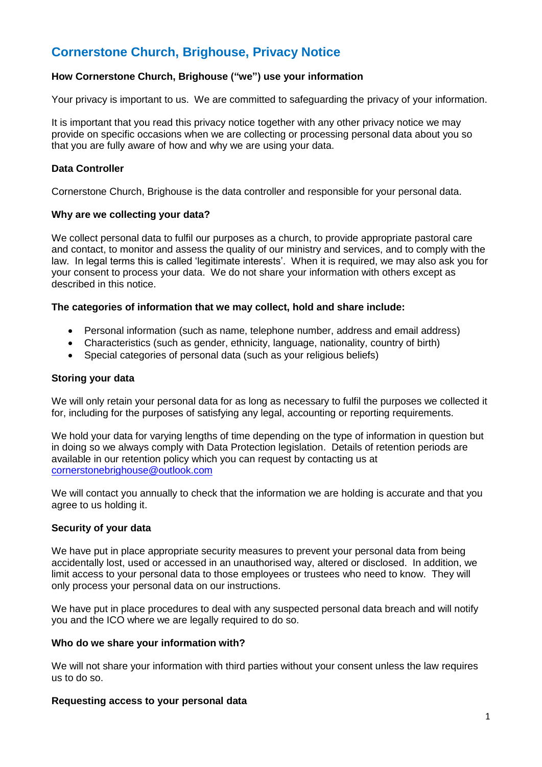# Cornerstone Church, Brighouse, Privacy Notice

**How Cornerstone Church, Brighouse ("we") use your information**

Your privacy is important to us. We are committed to safeguarding the privacy of your information.

It is important that you read this privacy notice together with any other privacy notice we may provide on specific occasions when we are collecting or processing personal data about you so that you are fully aware of how and why we are using your data.

**Data Controller**

Cornerstone Church, Brighouse is the data controller and responsible for your personal data.

**Why are we collecting your data?**

We collect personal data to fulfil our purposes as a church, to provide appropriate pastoral care and contact, to monitor and assess the quality of our ministry and services, and to comply with the law. In legal terms this is called 'legitimate interests'. When it is required, we may also ask you for your consent to process your data. We do not share your information with others except as described in this notice.

**The categories of information that we may collect, hold and share include:**

- Personal information (such as name, telephone number, address and email address)
- Characteristics (such as gender, ethnicity, language, nationality, country of birth)
- Special categories of personal data (such as your religious beliefs)

**Storing your data**

We will only retain your personal data for as long as necessary to fulfil the purposes we collected it for, including for the purposes of satisfying any legal, accounting or reporting requirements.

We hold your data for varying lengths of time depending on the type of information in question but in doing so we always comply with Data Protection legislation. Details of retention periods are available in our retention policy which you can request by contacting us at cornerstonebrighouse@outlook.com

We will contact you annually to check that the information we are holding is accurate and that you agree to us holding it.

**Security of your data**

We have put in place appropriate security measures to prevent your personal data from being accidentally lost, used or accessed in an unauthorised way, altered or disclosed. In addition, we limit access to your personal data to those employees or trustees who need to know. They will only process your personal data on our instructions.

We have put in place procedures to deal with any suspected personal data breach and will notify you and the ICO where we are legally required to do so.

**Who do we share your information with?**

We will not share your information with third parties without your consent unless the law requires us to do so.

**Requesting access to your personal data**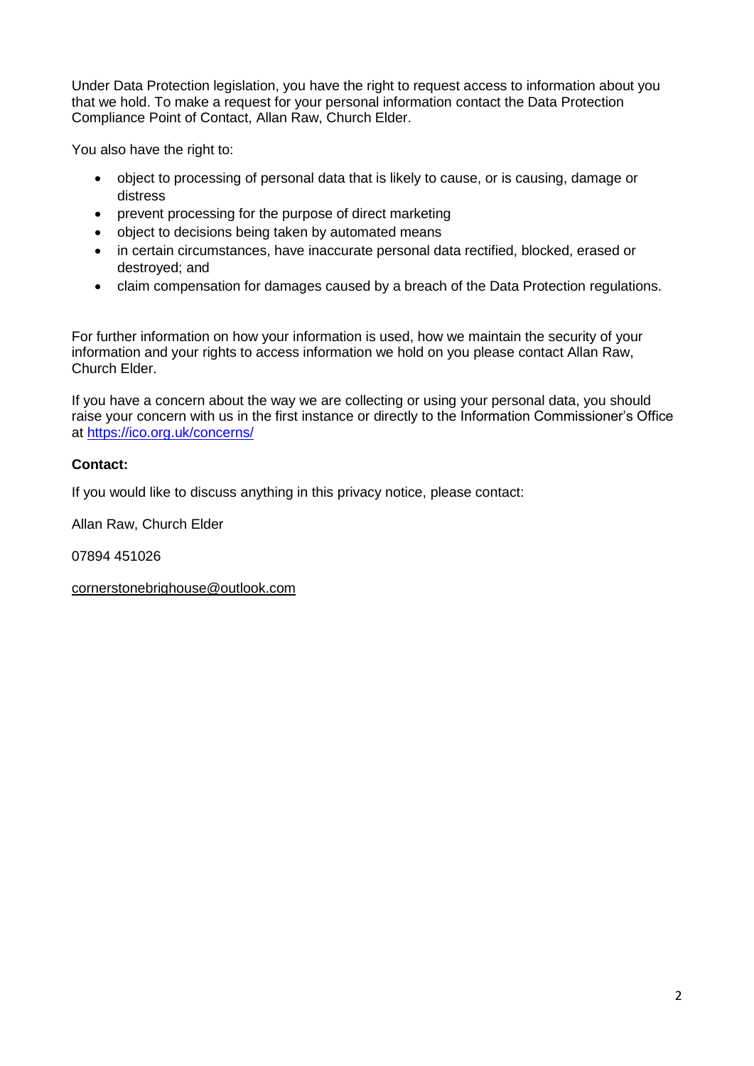Under Data Protection legislation, you have the right to request access to information about you that we hold. To make a request for your personal information contact the Data Protection Compliance Point of Contact, Allan Raw, Church Elder.

You also have the right to:

- object to processing of personal data that is likely to cause, or is causing, damage or distress
- prevent processing for the purpose of direct marketing
- object to decisions being taken by automated means
- in certain circumstances, have inaccurate personal data rectified, blocked, erased or destroyed; and
- claim compensation for damages caused by a breach of the Data Protection regulations.

For further information on how your information is used, how we maintain the security of your information and your rights to access information we hold on you please contact Allan Raw, Church Elder.

If you have a concern about the way we are collecting or using your personal data, you should raise your concern with us in the first instance or directly to the Information Commissioner's Office at https://ico.org.uk/concerns/

**Contact:**

If you would like to discuss anything in this privacy notice, please contact:

Allan Raw, Church Elder

07894 451026

cornerstonebrighouse@outlook.com